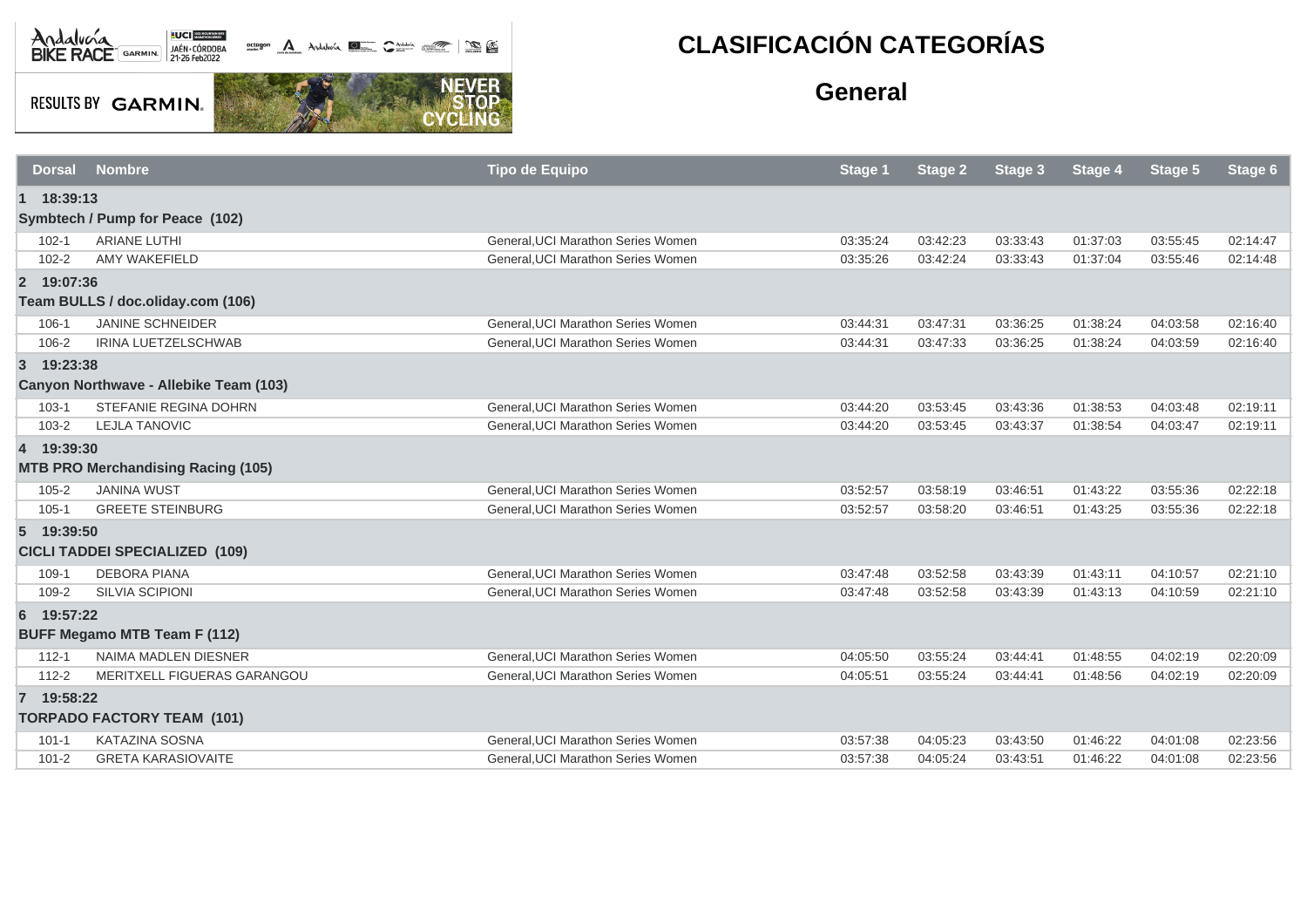# CLASIFICACIÓN CATEGORÍAS

## General

RESULTS BY GARMIN

| Dorsal | Nombre | Tipo de Equipo | Stage 1 | Stage 2 | Stage 3 | Stage 4 | Stage 5 | Stage 6 |
|---|---|---|---|---|---|---|---|---|
| **1 18:39:13** | | | | | | | | |
| **Symbtech / Pump for Peace (102)** | | | | | | | | |
| 102-1 | ARIANE LUTHI | General,UCI Marathon Series Women | 03:35:24 | 03:42:23 | 03:33:43 | 01:37:03 | 03:55:45 | 02:14:47 |
| 102-2 | AMY WAKEFIELD | General,UCI Marathon Series Women | 03:35:26 | 03:42:24 | 03:33:43 | 01:37:04 | 03:55:46 | 02:14:48 |
| **2 19:07:36** | | | | | | | | |
| **Team BULLS / doc.oliday.com (106)** | | | | | | | | |
| 106-1 | JANINE SCHNEIDER | General,UCI Marathon Series Women | 03:44:31 | 03:47:31 | 03:36:25 | 01:38:24 | 04:03:58 | 02:16:40 |
| 106-2 | IRINA LUETZELSCHWAB | General,UCI Marathon Series Women | 03:44:31 | 03:47:33 | 03:36:25 | 01:38:24 | 04:03:59 | 02:16:40 |
| **3 19:23:38** | | | | | | | | |
| **Canyon Northwave - Allebike Team (103)** | | | | | | | | |
| 103-1 | STEFANIE REGINA DOHRN | General,UCI Marathon Series Women | 03:44:20 | 03:53:45 | 03:43:36 | 01:38:53 | 04:03:48 | 02:19:11 |
| 103-2 | LEJLA TANOVIC | General,UCI Marathon Series Women | 03:44:20 | 03:53:45 | 03:43:37 | 01:38:54 | 04:03:47 | 02:19:11 |
| **4 19:39:30** | | | | | | | | |
| **MTB PRO Merchandising Racing (105)** | | | | | | | | |
| 105-2 | JANINA WUST | General,UCI Marathon Series Women | 03:52:57 | 03:58:19 | 03:46:51 | 01:43:22 | 03:55:36 | 02:22:18 |
| 105-1 | GREETE STEINBURG | General,UCI Marathon Series Women | 03:52:57 | 03:58:20 | 03:46:51 | 01:43:25 | 03:55:36 | 02:22:18 |
| **5 19:39:50** | | | | | | | | |
| **CICLI TADDEI SPECIALIZED (109)** | | | | | | | | |
| 109-1 | DEBORA PIANA | General,UCI Marathon Series Women | 03:47:48 | 03:52:58 | 03:43:39 | 01:43:11 | 04:10:57 | 02:21:10 |
| 109-2 | SILVIA SCIPIONI | General,UCI Marathon Series Women | 03:47:48 | 03:52:58 | 03:43:39 | 01:43:13 | 04:10:59 | 02:21:10 |
| **6 19:57:22** | | | | | | | | |
| **BUFF Megamo MTB Team F (112)** | | | | | | | | |
| 112-1 | NAIMA MADLEN DIESNER | General,UCI Marathon Series Women | 04:05:50 | 03:55:24 | 03:44:41 | 01:48:55 | 04:02:19 | 02:20:09 |
| 112-2 | MERITXELL FIGUERAS GARANGOU | General,UCI Marathon Series Women | 04:05:51 | 03:55:24 | 03:44:41 | 01:48:56 | 04:02:19 | 02:20:09 |
| **7 19:58:22** | | | | | | | | |
| **TORPADO FACTORY TEAM (101)** | | | | | | | | |
| 101-1 | KATAZINA SOSNA | General,UCI Marathon Series Women | 03:57:38 | 04:05:23 | 03:43:50 | 01:46:22 | 04:01:08 | 02:23:56 |
| 101-2 | GRETA KARASIOVAITE | General,UCI Marathon Series Women | 03:57:38 | 04:05:24 | 03:43:51 | 01:46:22 | 04:01:08 | 02:23:56 |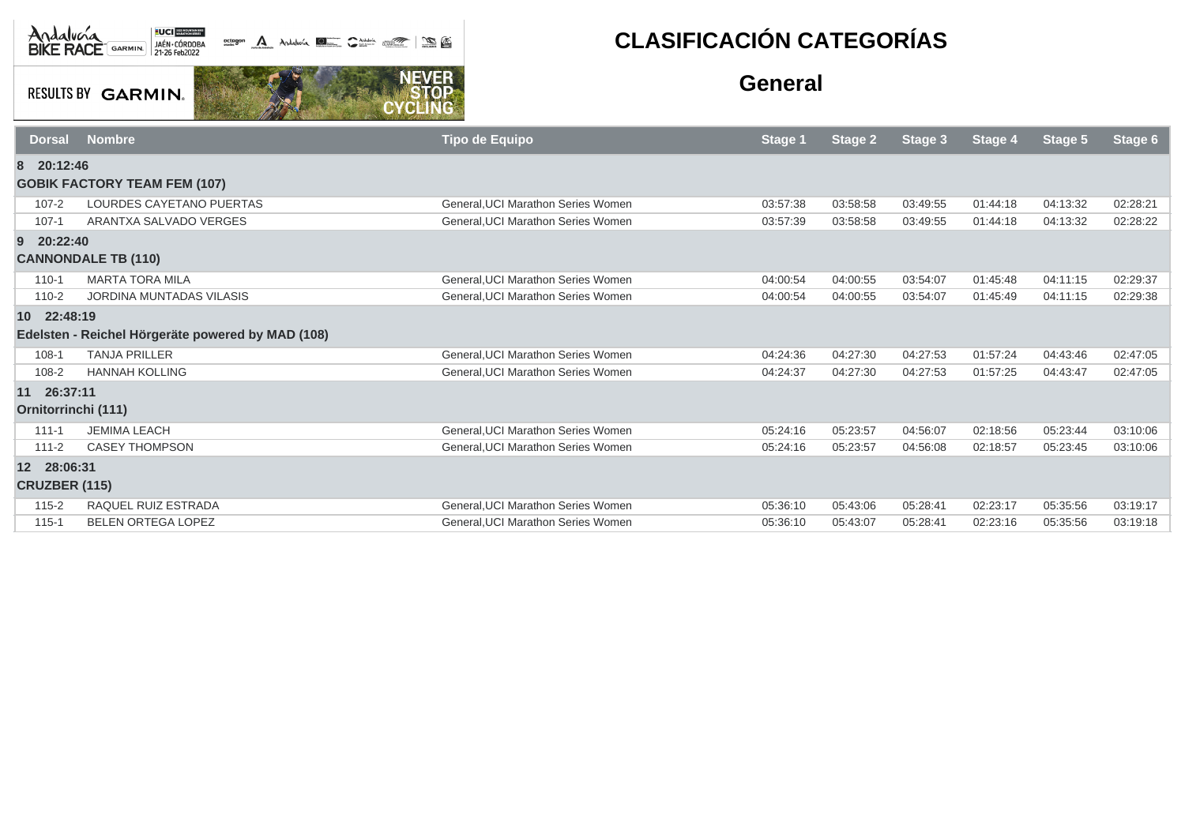# CLASIFICACIÓN CATEGORÍAS

## General

| Dorsal | Nombre | Tipo de Equipo | Stage 1 | Stage 2 | Stage 3 | Stage 4 | Stage 5 | Stage 6 |
|---|---|---|---|---|---|---|---|---|
| **8 20:12:46** | | | | | | | | |
| **GOBIK FACTORY TEAM FEM (107)** | | | | | | | | |
| 107-2 | LOURDES CAYETANO PUERTAS | General,UCI Marathon Series Women | 03:57:38 | 03:58:58 | 03:49:55 | 01:44:18 | 04:13:32 | 02:28:21 |
| 107-1 | ARANTXA SALVADO VERGES | General,UCI Marathon Series Women | 03:57:39 | 03:58:58 | 03:49:55 | 01:44:18 | 04:13:32 | 02:28:22 |
| **9 20:22:40** | | | | | | | | |
| **CANNONDALE TB (110)** | | | | | | | | |
| 110-1 | MARTA TORA MILA | General,UCI Marathon Series Women | 04:00:54 | 04:00:55 | 03:54:07 | 01:45:48 | 04:11:15 | 02:29:37 |
| 110-2 | JORDINA MUNTADAS VILASIS | General,UCI Marathon Series Women | 04:00:54 | 04:00:55 | 03:54:07 | 01:45:49 | 04:11:15 | 02:29:38 |
| **10 22:48:19** | | | | | | | | |
| **Edelsten - Reichel Hörgeräte powered by MAD (108)** | | | | | | | | |
| 108-1 | TANJA PRILLER | General,UCI Marathon Series Women | 04:24:36 | 04:27:30 | 04:27:53 | 01:57:24 | 04:43:46 | 02:47:05 |
| 108-2 | HANNAH KOLLING | General,UCI Marathon Series Women | 04:24:37 | 04:27:30 | 04:27:53 | 01:57:25 | 04:43:47 | 02:47:05 |
| **11 26:37:11** | | | | | | | | |
| **Ornitorrinchi (111)** | | | | | | | | |
| 111-1 | JEMIMA LEACH | General,UCI Marathon Series Women | 05:24:16 | 05:23:57 | 04:56:07 | 02:18:56 | 05:23:44 | 03:10:06 |
| 111-2 | CASEY THOMPSON | General,UCI Marathon Series Women | 05:24:16 | 05:23:57 | 04:56:08 | 02:18:57 | 05:23:45 | 03:10:06 |
| **12 28:06:31** | | | | | | | | |
| **CRUZBER (115)** | | | | | | | | |
| 115-2 | RAQUEL RUIZ ESTRADA | General,UCI Marathon Series Women | 05:36:10 | 05:43:06 | 05:28:41 | 02:23:17 | 05:35:56 | 03:19:17 |
| 115-1 | BELEN ORTEGA LOPEZ | General,UCI Marathon Series Women | 05:36:10 | 05:43:07 | 05:28:41 | 02:23:16 | 05:35:56 | 03:19:18 |